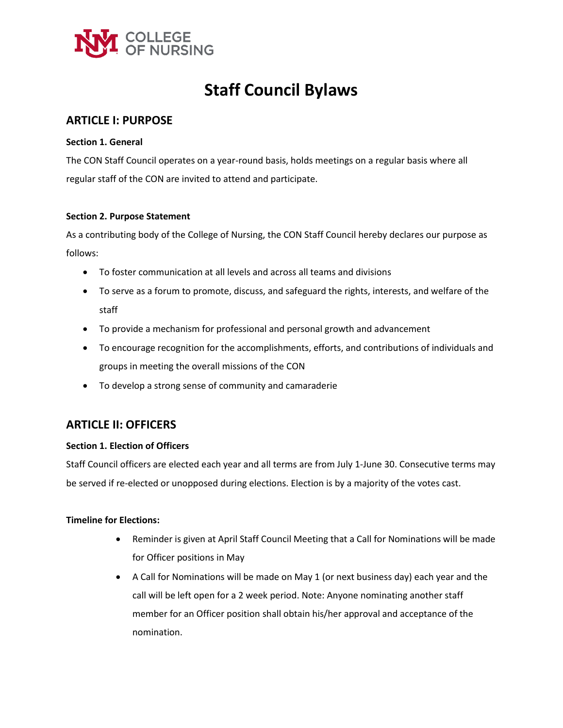COLLEGE OF NURSING

# Staff Council Bylaws

## ARTICLE I: PURPOSE

**Section 1. General**

The CON Staff Council operates on a year-round basis, holds meetings on a regular basis where all regular staff of the CON are invited to attend and participate.

**Section 2. Purpose Statement**

As a contributing body of the College of Nursing, the CON Staff Council hereby declares our purpose as follows:

- To foster communication at all levels and across all teams and divisions
- To serve as a forum to promote, discuss, and safeguard the rights, interests, and welfare of the staff
- To provide a mechanism for professional and personal growth and advancement
- To encourage recognition for the accomplishments, efforts, and contributions of individuals and groups in meeting the overall missions of the CON
- To develop a strong sense of community and camaraderie

## ARTICLE II: OFFICERS

**Section 1. Election of Officers**

Staff Council officers are elected each year and all terms are from July 1-June 30. Consecutive terms may be served if re-elected or unopposed during elections. Election is by a majority of the votes cast.

**Timeline for Elections:**

- Reminder is given at April Staff Council Meeting that a Call for Nominations will be made for Officer positions in May
- A Call for Nominations will be made on May 1 (or next business day) each year and the call will be left open for a 2 week period. Note: Anyone nominating another staff member for an Officer position shall obtain his/her approval and acceptance of the nomination.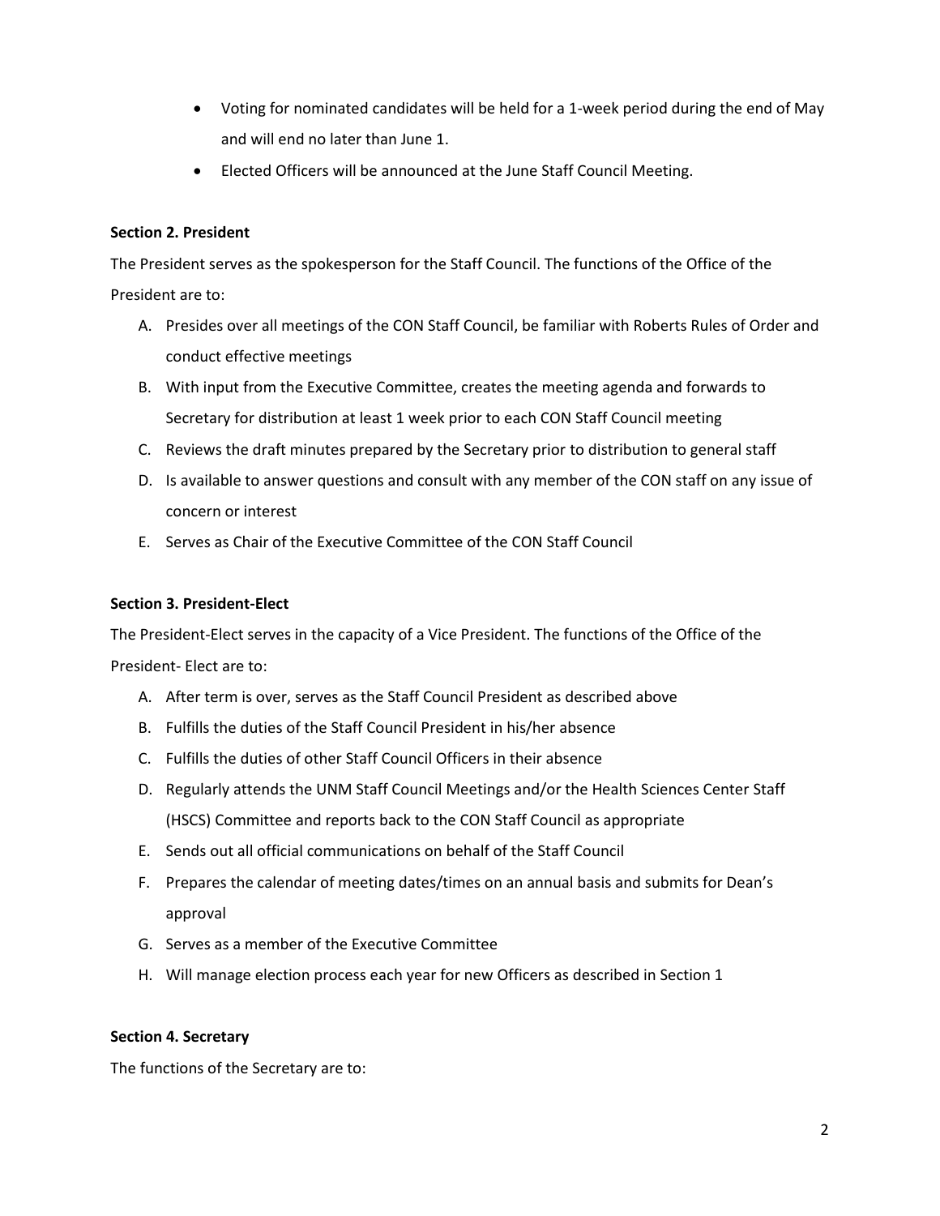- Voting for nominated candidates will be held for a 1-week period during the end of May and will end no later than June 1.
- Elected Officers will be announced at the June Staff Council Meeting.

**Section 2. President**

The President serves as the spokesperson for the Staff Council. The functions of the Office of the President are to:

A. Presides over all meetings of the CON Staff Council, be familiar with Roberts Rules of Order and conduct effective meetings
B. With input from the Executive Committee, creates the meeting agenda and forwards to Secretary for distribution at least 1 week prior to each CON Staff Council meeting
C. Reviews the draft minutes prepared by the Secretary prior to distribution to general staff
D. Is available to answer questions and consult with any member of the CON staff on any issue of concern or interest
E. Serves as Chair of the Executive Committee of the CON Staff Council

**Section 3. President-Elect**

The President-Elect serves in the capacity of a Vice President. The functions of the Office of the President- Elect are to:

A. After term is over, serves as the Staff Council President as described above
B. Fulfills the duties of the Staff Council President in his/her absence
C. Fulfills the duties of other Staff Council Officers in their absence
D. Regularly attends the UNM Staff Council Meetings and/or the Health Sciences Center Staff (HSCS) Committee and reports back to the CON Staff Council as appropriate
E. Sends out all official communications on behalf of the Staff Council
F. Prepares the calendar of meeting dates/times on an annual basis and submits for Dean's approval
G. Serves as a member of the Executive Committee
H. Will manage election process each year for new Officers as described in Section 1

**Section 4. Secretary**

The functions of the Secretary are to: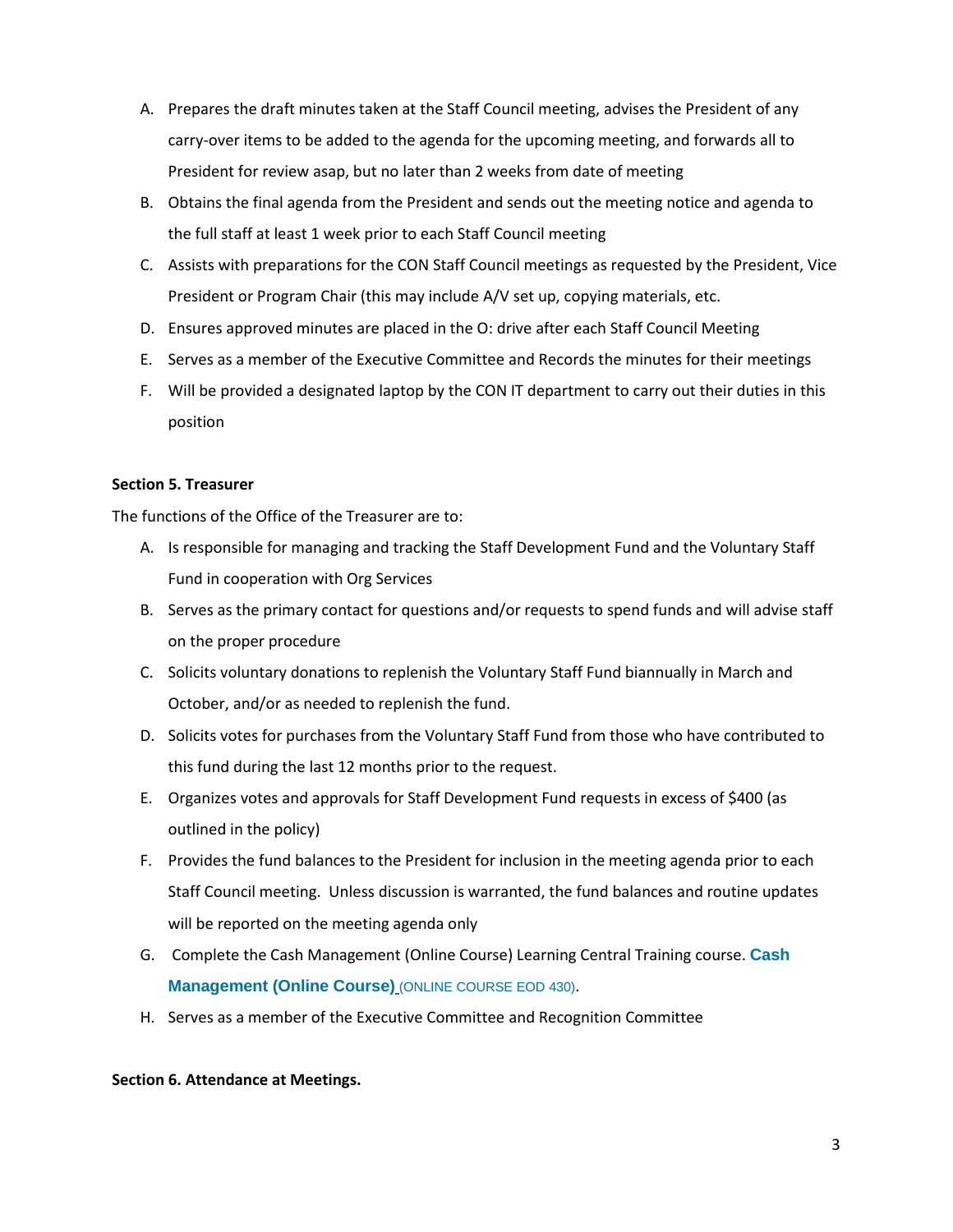A. Prepares the draft minutes taken at the Staff Council meeting, advises the President of any carry-over items to be added to the agenda for the upcoming meeting, and forwards all to President for review asap, but no later than 2 weeks from date of meeting
B. Obtains the final agenda from the President and sends out the meeting notice and agenda to the full staff at least 1 week prior to each Staff Council meeting
C. Assists with preparations for the CON Staff Council meetings as requested by the President, Vice President or Program Chair (this may include A/V set up, copying materials, etc.
D. Ensures approved minutes are placed in the O: drive after each Staff Council Meeting
E. Serves as a member of the Executive Committee and Records the minutes for their meetings
F. Will be provided a designated laptop by the CON IT department to carry out their duties in this position

**Section 5. Treasurer**

The functions of the Office of the Treasurer are to:

A. Is responsible for managing and tracking the Staff Development Fund and the Voluntary Staff Fund in cooperation with Org Services
B. Serves as the primary contact for questions and/or requests to spend funds and will advise staff on the proper procedure
C. Solicits voluntary donations to replenish the Voluntary Staff Fund biannually in March and October, and/or as needed to replenish the fund.
D. Solicits votes for purchases from the Voluntary Staff Fund from those who have contributed to this fund during the last 12 months prior to the request.
E. Organizes votes and approvals for Staff Development Fund requests in excess of $400 (as outlined in the policy)
F. Provides the fund balances to the President for inclusion in the meeting agenda prior to each Staff Council meeting. Unless discussion is warranted, the fund balances and routine updates will be reported on the meeting agenda only
G. Complete the Cash Management (Online Course) Learning Central Training course. **Cash Management (Online Course)** (ONLINE COURSE EOD 430).
H. Serves as a member of the Executive Committee and Recognition Committee

**Section 6. Attendance at Meetings.**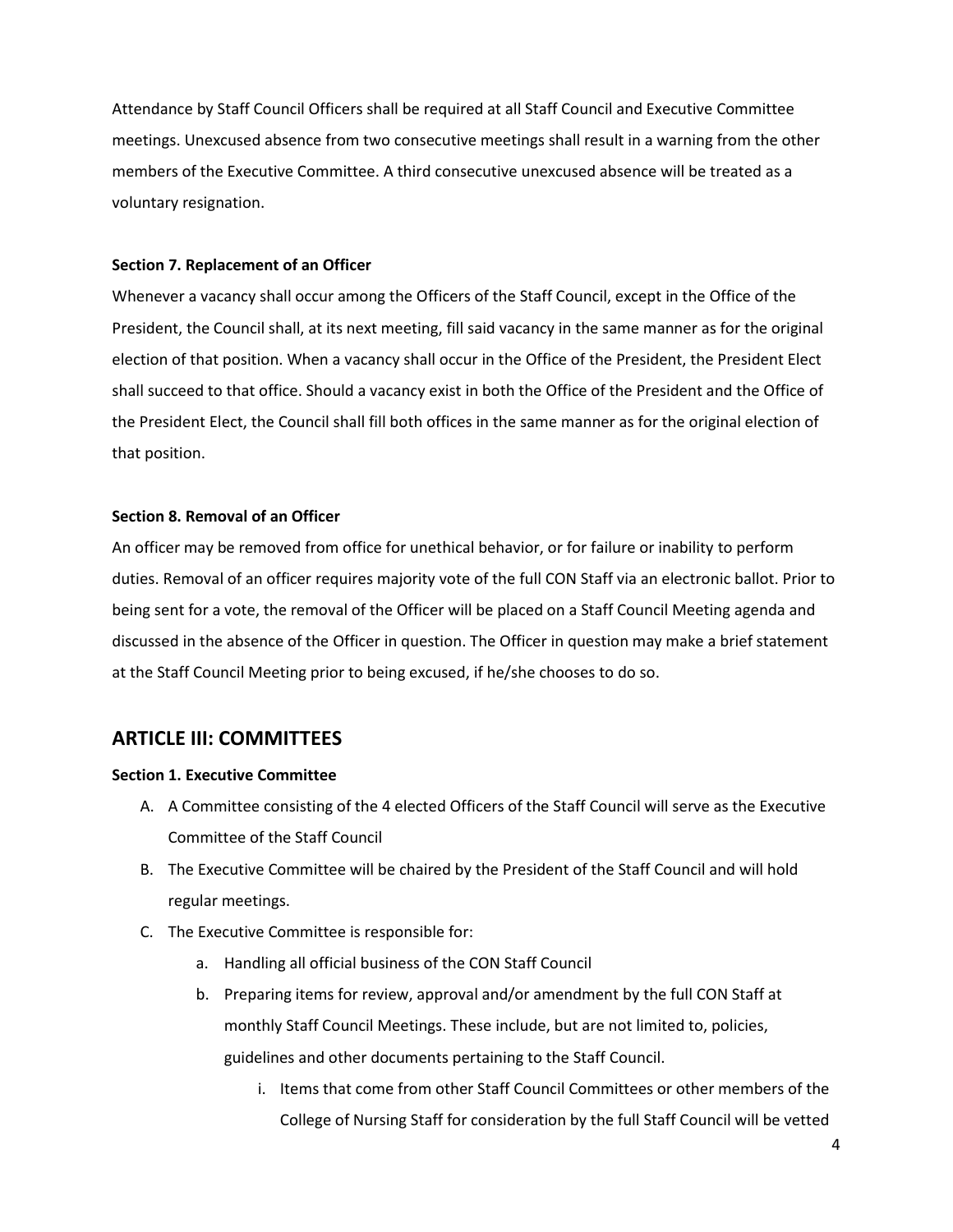Attendance by Staff Council Officers shall be required at all Staff Council and Executive Committee meetings. Unexcused absence from two consecutive meetings shall result in a warning from the other members of the Executive Committee. A third consecutive unexcused absence will be treated as a voluntary resignation.

**Section 7. Replacement of an Officer**

Whenever a vacancy shall occur among the Officers of the Staff Council, except in the Office of the President, the Council shall, at its next meeting, fill said vacancy in the same manner as for the original election of that position. When a vacancy shall occur in the Office of the President, the President Elect shall succeed to that office. Should a vacancy exist in both the Office of the President and the Office of the President Elect, the Council shall fill both offices in the same manner as for the original election of that position.

**Section 8. Removal of an Officer**

An officer may be removed from office for unethical behavior, or for failure or inability to perform duties. Removal of an officer requires majority vote of the full CON Staff via an electronic ballot. Prior to being sent for a vote, the removal of the Officer will be placed on a Staff Council Meeting agenda and discussed in the absence of the Officer in question. The Officer in question may make a brief statement at the Staff Council Meeting prior to being excused, if he/she chooses to do so.

## ARTICLE III: COMMITTEES

**Section 1. Executive Committee**

A. A Committee consisting of the 4 elected Officers of the Staff Council will serve as the Executive Committee of the Staff Council
B. The Executive Committee will be chaired by the President of the Staff Council and will hold regular meetings.
C. The Executive Committee is responsible for:
    a. Handling all official business of the CON Staff Council
    b. Preparing items for review, approval and/or amendment by the full CON Staff at monthly Staff Council Meetings. These include, but are not limited to, policies, guidelines and other documents pertaining to the Staff Council.
        i. Items that come from other Staff Council Committees or other members of the College of Nursing Staff for consideration by the full Staff Council will be vetted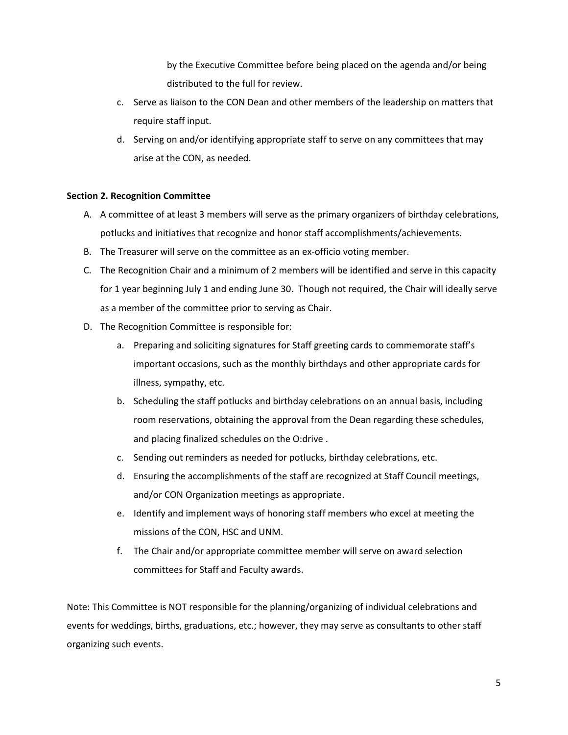by the Executive Committee before being placed on the agenda and/or being distributed to the full for review.

c. Serve as liaison to the CON Dean and other members of the leadership on matters that require staff input.

d. Serving on and/or identifying appropriate staff to serve on any committees that may arise at the CON, as needed.

**Section 2. Recognition Committee**

A. A committee of at least 3 members will serve as the primary organizers of birthday celebrations, potlucks and initiatives that recognize and honor staff accomplishments/achievements.

B. The Treasurer will serve on the committee as an ex-officio voting member.

C. The Recognition Chair and a minimum of 2 members will be identified and serve in this capacity for 1 year beginning July 1 and ending June 30. Though not required, the Chair will ideally serve as a member of the committee prior to serving as Chair.

D. The Recognition Committee is responsible for:

   a. Preparing and soliciting signatures for Staff greeting cards to commemorate staff's important occasions, such as the monthly birthdays and other appropriate cards for illness, sympathy, etc.

   b. Scheduling the staff potlucks and birthday celebrations on an annual basis, including room reservations, obtaining the approval from the Dean regarding these schedules, and placing finalized schedules on the O:drive .

   c. Sending out reminders as needed for potlucks, birthday celebrations, etc.

   d. Ensuring the accomplishments of the staff are recognized at Staff Council meetings, and/or CON Organization meetings as appropriate.

   e. Identify and implement ways of honoring staff members who excel at meeting the missions of the CON, HSC and UNM.

   f. The Chair and/or appropriate committee member will serve on award selection committees for Staff and Faculty awards.

Note: This Committee is NOT responsible for the planning/organizing of individual celebrations and events for weddings, births, graduations, etc.; however, they may serve as consultants to other staff organizing such events.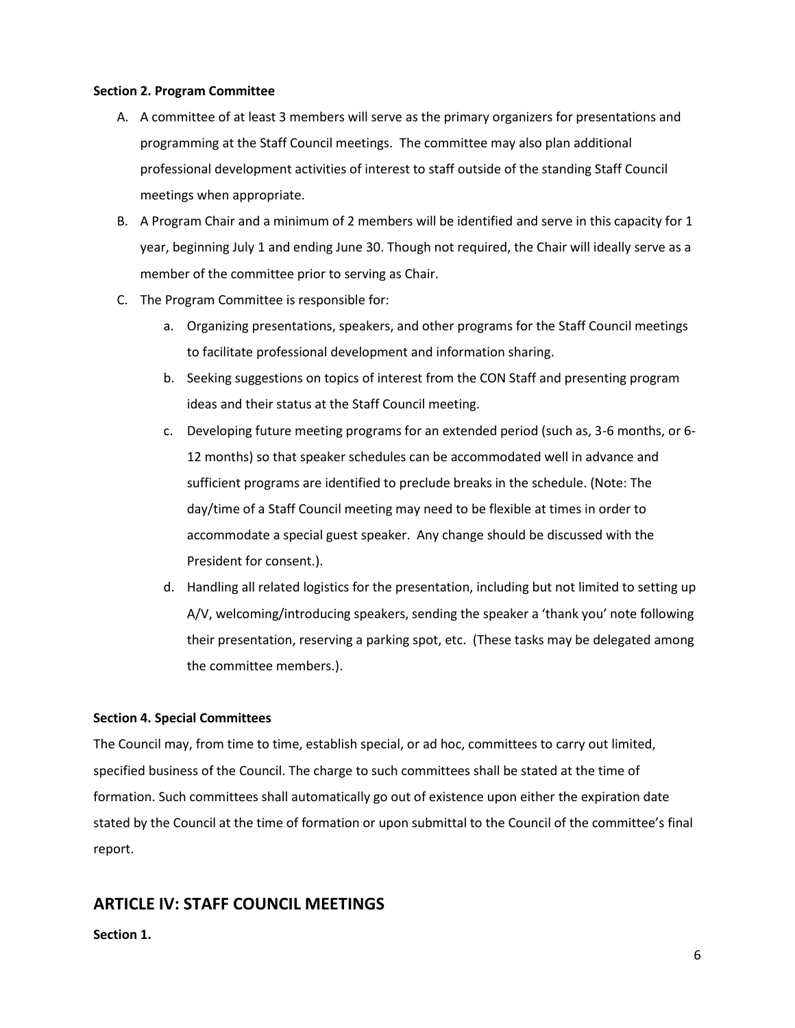**Section 2. Program Committee**

A. A committee of at least 3 members will serve as the primary organizers for presentations and programming at the Staff Council meetings. The committee may also plan additional professional development activities of interest to staff outside of the standing Staff Council meetings when appropriate.

B. A Program Chair and a minimum of 2 members will be identified and serve in this capacity for 1 year, beginning July 1 and ending June 30. Though not required, the Chair will ideally serve as a member of the committee prior to serving as Chair.

C. The Program Committee is responsible for:

   a. Organizing presentations, speakers, and other programs for the Staff Council meetings to facilitate professional development and information sharing.

   b. Seeking suggestions on topics of interest from the CON Staff and presenting program ideas and their status at the Staff Council meeting.

   c. Developing future meeting programs for an extended period (such as, 3-6 months, or 6-12 months) so that speaker schedules can be accommodated well in advance and sufficient programs are identified to preclude breaks in the schedule. (Note: The day/time of a Staff Council meeting may need to be flexible at times in order to accommodate a special guest speaker. Any change should be discussed with the President for consent.).

   d. Handling all related logistics for the presentation, including but not limited to setting up A/V, welcoming/introducing speakers, sending the speaker a 'thank you' note following their presentation, reserving a parking spot, etc. (These tasks may be delegated among the committee members.).

**Section 4. Special Committees**

The Council may, from time to time, establish special, or ad hoc, committees to carry out limited, specified business of the Council. The charge to such committees shall be stated at the time of formation. Such committees shall automatically go out of existence upon either the expiration date stated by the Council at the time of formation or upon submittal to the Council of the committee's final report.

## ARTICLE IV: STAFF COUNCIL MEETINGS

**Section 1.**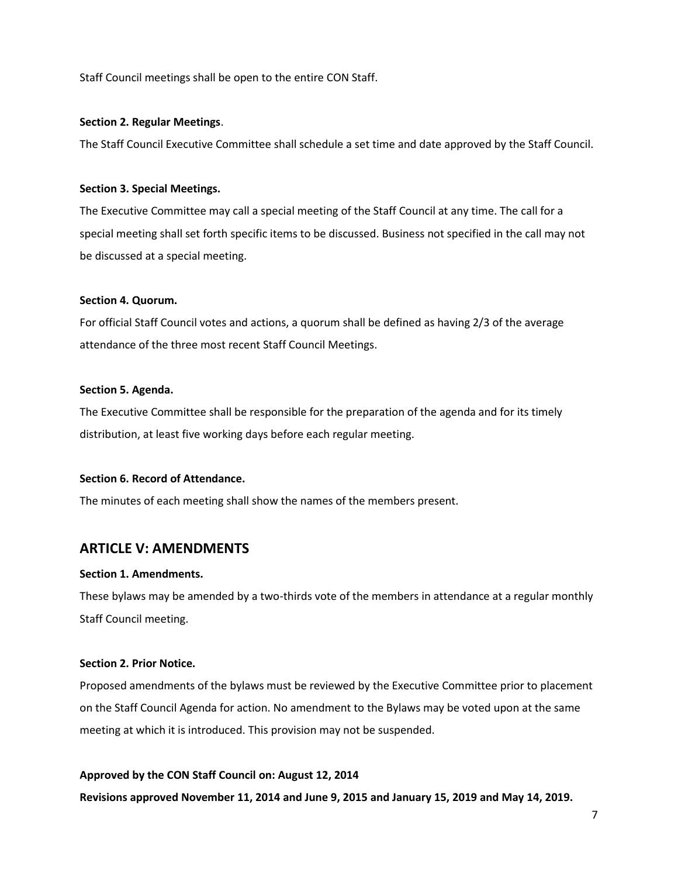Staff Council meetings shall be open to the entire CON Staff.

**Section 2. Regular Meetings**.

The Staff Council Executive Committee shall schedule a set time and date approved by the Staff Council.

**Section 3. Special Meetings.**

The Executive Committee may call a special meeting of the Staff Council at any time. The call for a special meeting shall set forth specific items to be discussed. Business not specified in the call may not be discussed at a special meeting.

**Section 4. Quorum.**

For official Staff Council votes and actions, a quorum shall be defined as having 2/3 of the average attendance of the three most recent Staff Council Meetings.

**Section 5. Agenda.**

The Executive Committee shall be responsible for the preparation of the agenda and for its timely distribution, at least five working days before each regular meeting.

**Section 6. Record of Attendance.**

The minutes of each meeting shall show the names of the members present.

## ARTICLE V: AMENDMENTS

**Section 1. Amendments.**

These bylaws may be amended by a two-thirds vote of the members in attendance at a regular monthly Staff Council meeting.

**Section 2. Prior Notice.**

Proposed amendments of the bylaws must be reviewed by the Executive Committee prior to placement on the Staff Council Agenda for action. No amendment to the Bylaws may be voted upon at the same meeting at which it is introduced. This provision may not be suspended.

**Approved by the CON Staff Council on: August 12, 2014**

**Revisions approved November 11, 2014 and June 9, 2015 and January 15, 2019 and May 14, 2019.**